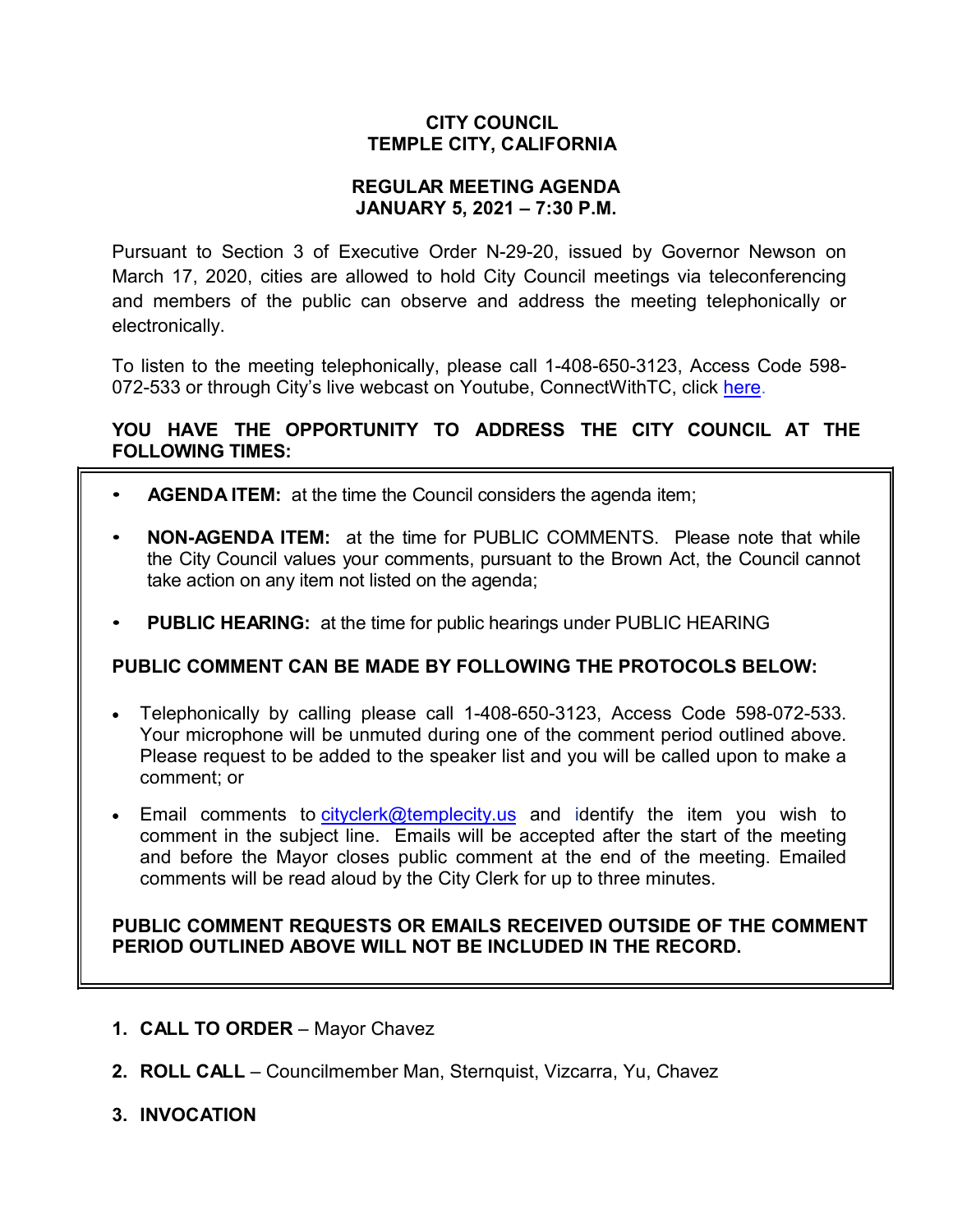**CITY COUNCIL**
**TEMPLE CITY, CALIFORNIA**

**REGULAR MEETING AGENDA**
**JANUARY 5, 2021 – 7:30 P.M.**

Pursuant to Section 3 of Executive Order N-29-20, issued by Governor Newson on March 17, 2020, cities are allowed to hold City Council meetings via teleconferencing and members of the public can observe and address the meeting telephonically or electronically.

To listen to the meeting telephonically, please call 1-408-650-3123, Access Code 598-072-533 or through City's live webcast on Youtube, ConnectWithTC, click here.

**YOU HAVE THE OPPORTUNITY TO ADDRESS THE CITY COUNCIL AT THE FOLLOWING TIMES:**

- **AGENDA ITEM:** at the time the Council considers the agenda item;
- **NON-AGENDA ITEM:** at the time for PUBLIC COMMENTS. Please note that while the City Council values your comments, pursuant to the Brown Act, the Council cannot take action on any item not listed on the agenda;
- **PUBLIC HEARING:** at the time for public hearings under PUBLIC HEARING

**PUBLIC COMMENT CAN BE MADE BY FOLLOWING THE PROTOCOLS BELOW:**

- Telephonically by calling please call 1-408-650-3123, Access Code 598-072-533. Your microphone will be unmuted during one of the comment period outlined above. Please request to be added to the speaker list and you will be called upon to make a comment; or
- Email comments to cityclerk@templecity.us and identify the item you wish to comment in the subject line. Emails will be accepted after the start of the meeting and before the Mayor closes public comment at the end of the meeting. Emailed comments will be read aloud by the City Clerk for up to three minutes.

**PUBLIC COMMENT REQUESTS OR EMAILS RECEIVED OUTSIDE OF THE COMMENT PERIOD OUTLINED ABOVE WILL NOT BE INCLUDED IN THE RECORD.**

1. **CALL TO ORDER** – Mayor Chavez
2. **ROLL CALL** – Councilmember Man, Sternquist, Vizcarra, Yu, Chavez
3. **INVOCATION**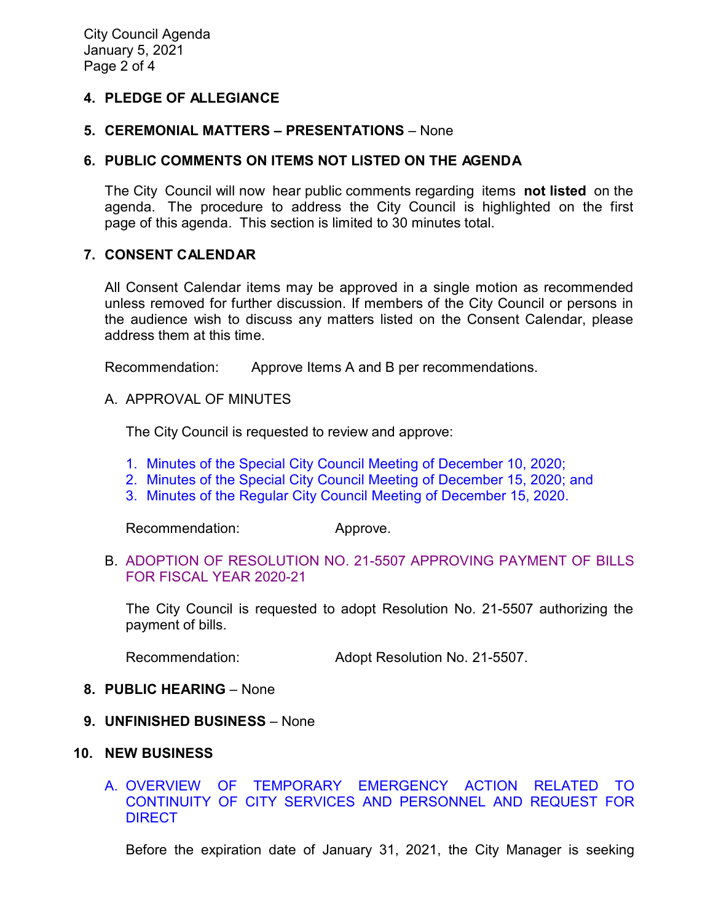## 4. PLEDGE OF ALLEGIANCE

## 5. CEREMONIAL MATTERS – PRESENTATIONS – None

## 6. PUBLIC COMMENTS ON ITEMS NOT LISTED ON THE AGENDA

The City Council will now hear public comments regarding items **not listed** on the agenda. The procedure to address the City Council is highlighted on the first page of this agenda. This section is limited to 30 minutes total.

## 7. CONSENT CALENDAR

All Consent Calendar items may be approved in a single motion as recommended unless removed for further discussion. If members of the City Council or persons in the audience wish to discuss any matters listed on the Consent Calendar, please address them at this time.

Recommendation: Approve Items A and B per recommendations.

A. APPROVAL OF MINUTES

The City Council is requested to review and approve:

1. Minutes of the Special City Council Meeting of December 10, 2020;
2. Minutes of the Special City Council Meeting of December 15, 2020; and
3. Minutes of the Regular City Council Meeting of December 15, 2020.

Recommendation: Approve.

B. ADOPTION OF RESOLUTION NO. 21-5507 APPROVING PAYMENT OF BILLS FOR FISCAL YEAR 2020-21

The City Council is requested to adopt Resolution No. 21-5507 authorizing the payment of bills.

Recommendation: Adopt Resolution No. 21-5507.

## 8. PUBLIC HEARING – None

## 9. UNFINISHED BUSINESS – None

## 10. NEW BUSINESS

A. OVERVIEW OF TEMPORARY EMERGENCY ACTION RELATED TO CONTINUITY OF CITY SERVICES AND PERSONNEL AND REQUEST FOR DIRECT

Before the expiration date of January 31, 2021, the City Manager is seeking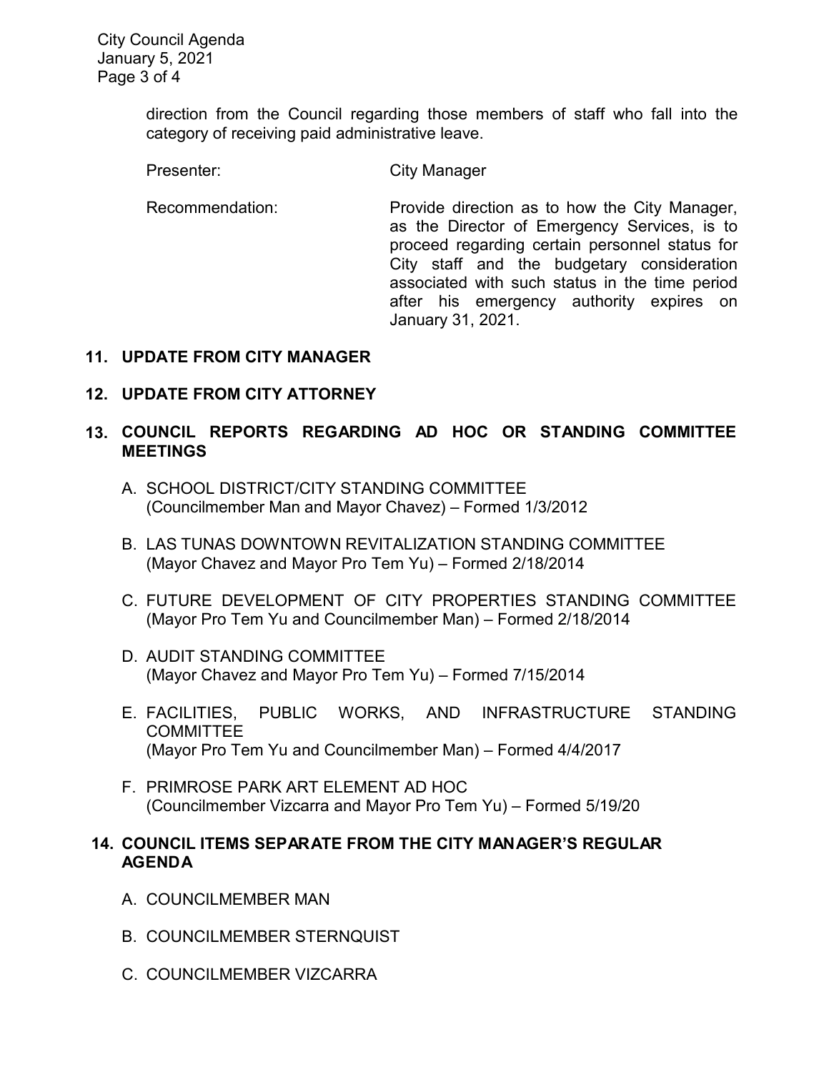direction from the Council regarding those members of staff who fall into the category of receiving paid administrative leave.

Presenter: City Manager

Recommendation: Provide direction as to how the City Manager, as the Director of Emergency Services, is to proceed regarding certain personnel status for City staff and the budgetary consideration associated with such status in the time period after his emergency authority expires on January 31, 2021.

## 11. UPDATE FROM CITY MANAGER

## 12. UPDATE FROM CITY ATTORNEY

## 13. COUNCIL REPORTS REGARDING AD HOC OR STANDING COMMITTEE MEETINGS

A. SCHOOL DISTRICT/CITY STANDING COMMITTEE
(Councilmember Man and Mayor Chavez) – Formed 1/3/2012

B. LAS TUNAS DOWNTOWN REVITALIZATION STANDING COMMITTEE
(Mayor Chavez and Mayor Pro Tem Yu) – Formed 2/18/2014

C. FUTURE DEVELOPMENT OF CITY PROPERTIES STANDING COMMITTEE
(Mayor Pro Tem Yu and Councilmember Man) – Formed 2/18/2014

D. AUDIT STANDING COMMITTEE
(Mayor Chavez and Mayor Pro Tem Yu) – Formed 7/15/2014

E. FACILITIES, PUBLIC WORKS, AND INFRASTRUCTURE STANDING COMMITTEE
(Mayor Pro Tem Yu and Councilmember Man) – Formed 4/4/2017

F. PRIMROSE PARK ART ELEMENT AD HOC
(Councilmember Vizcarra and Mayor Pro Tem Yu) – Formed 5/19/20

## 14. COUNCIL ITEMS SEPARATE FROM THE CITY MANAGER'S REGULAR AGENDA

A. COUNCILMEMBER MAN

B. COUNCILMEMBER STERNQUIST

C. COUNCILMEMBER VIZCARRA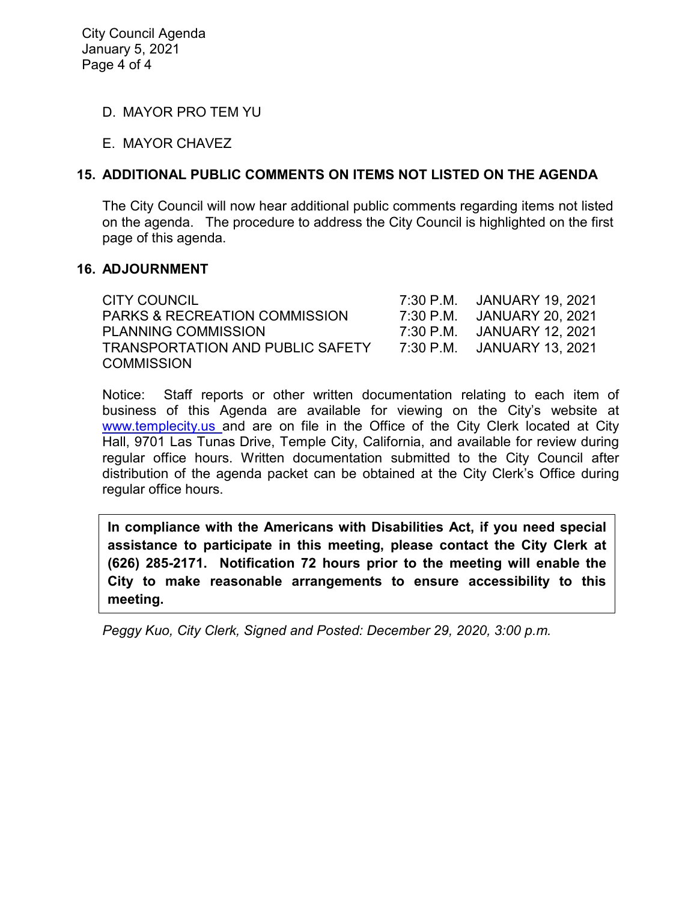D. MAYOR PRO TEM YU

E. MAYOR CHAVEZ

## 15. ADDITIONAL PUBLIC COMMENTS ON ITEMS NOT LISTED ON THE AGENDA

The City Council will now hear additional public comments regarding items not listed on the agenda. The procedure to address the City Council is highlighted on the first page of this agenda.

## 16. ADJOURNMENT

| | | |
|---|---|---|
| CITY COUNCIL | 7:30 P.M. | JANUARY 19, 2021 |
| PARKS & RECREATION COMMISSION | 7:30 P.M. | JANUARY 20, 2021 |
| PLANNING COMMISSION | 7:30 P.M. | JANUARY 12, 2021 |
| TRANSPORTATION AND PUBLIC SAFETY COMMISSION | 7:30 P.M. | JANUARY 13, 2021 |

Notice: Staff reports or other written documentation relating to each item of business of this Agenda are available for viewing on the City's website at www.templecity.us and are on file in the Office of the City Clerk located at City Hall, 9701 Las Tunas Drive, Temple City, California, and available for review during regular office hours. Written documentation submitted to the City Council after distribution of the agenda packet can be obtained at the City Clerk's Office during regular office hours.

**In compliance with the Americans with Disabilities Act, if you need special assistance to participate in this meeting, please contact the City Clerk at (626) 285-2171. Notification 72 hours prior to the meeting will enable the City to make reasonable arrangements to ensure accessibility to this meeting.**

*Peggy Kuo, City Clerk, Signed and Posted: December 29, 2020, 3:00 p.m.*